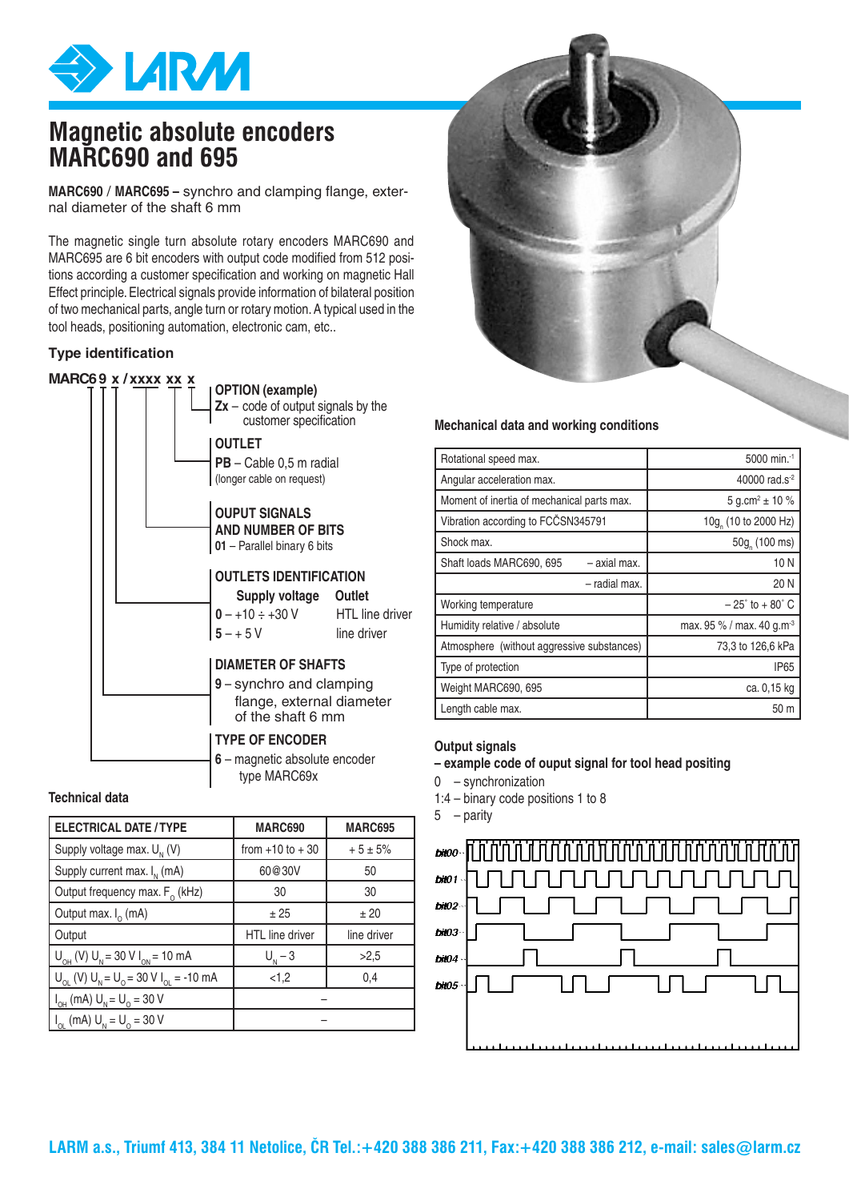# Magnetic absolute encoders MARC690 and 695

**MARC690** / **MARC695 –** synchro and clamping flange, external diameter of the shaft 6 mm

The magnetic single turn absolute rotary encoders MARC690 and MARC695 are 6 bit encoders with output code modified from 512 positions according a customer specification and working on magnetic Hall Effect principle. Electrical signals provide information of bilateral position of two mechanical parts, angle turn or rotary motion. A typical used in the tool heads, positioning automation, electronic cam, etc..

### Type identification

**MARC69 x / xxxx xx x**

**OPTION (example)**
**Zx** – code of output signals by the customer specification

**OUTLET**
**PB** – Cable 0,5 m radial
(longer cable on request)

**OUPUT SIGNALS AND NUMBER OF BITS**
**01** – Parallel binary 6 bits

**OUTLETS IDENTIFICATION**

| | Supply voltage | Outlet |
|---|---|---|
| **0** | – +10 ÷ +30 V | HTL line driver |
| **5** | – + 5 V | line driver |

**DIAMETER OF SHAFTS**
**9** – synchro and clamping flange, external diameter of the shaft 6 mm

**TYPE OF ENCODER**
**6** – magnetic absolute encoder type MARC69x

### Technical data

| ELECTRICAL DATE / TYPE | MARC690 | MARC695 |
|---|---|---|
| Supply voltage max. $U_N$ (V) | from +10 to + 30 | + 5 ± 5% |
| Supply current max. $I_N$ (mA) | 60@30V | 50 |
| Output frequency max. $F_O$ (kHz) | 30 | 30 |
| Output max. $I_O$ (mA) | ± 25 | ± 20 |
| Output | HTL line driver | line driver |
| $U_{OH}$ (V) $U_N$ = 30 V $I_{ON}$ = 10 mA | $U_N$ – 3 | >2,5 |
| $U_{OL}$ (V) $U_N$ = $U_O$ = 30 V $I_{OL}$ = -10 mA | <1,2 | 0,4 |
| $I_{OH}$ (mA) $U_N$ = $U_O$ = 30 V | – | |
| $I_{OL}$ (mA) $U_N$ = $U_O$ = 30 V | – | |

### Mechanical data and working conditions

| | |
|---|---|
| Rotational speed max. | 5000 min.$^{-1}$ |
| Angular acceleration max. | 40000 rad.s$^{-2}$ |
| Moment of inertia of mechanical parts max. | 5 g.cm$^2$ ± 10 % |
| Vibration according to FCČSN345791 | 10g$_n$ (10 to 2000 Hz) |
| Shock max. | 50g$_n$ (100 ms) |
| Shaft loads MARC690, 695 – axial max. | 10 N |
| – radial max. | 20 N |
| Working temperature | – 25° to + 80° C |
| Humidity relative / absolute | max. 95 % / max. 40 g.m$^{-3}$ |
| Atmosphere (without aggressive substances) | 73,3 to 126,6 kPa |
| Type of protection | IP65 |
| Weight MARC690, 695 | ca. 0,15 kg |
| Length cable max. | 50 m |

### Output signals
**– example code of ouput signal for tool head positing**

0 – synchronization
1:4 – binary code positions 1 to 8
5 – parity

bit00
bit01
bit02
bit03
bit04
bit05

LARM a.s., Triumf 413, 384 11 Netolice, ČR Tel.:+420 388 386 211, Fax:+420 388 386 212, e-mail: sales@larm.cz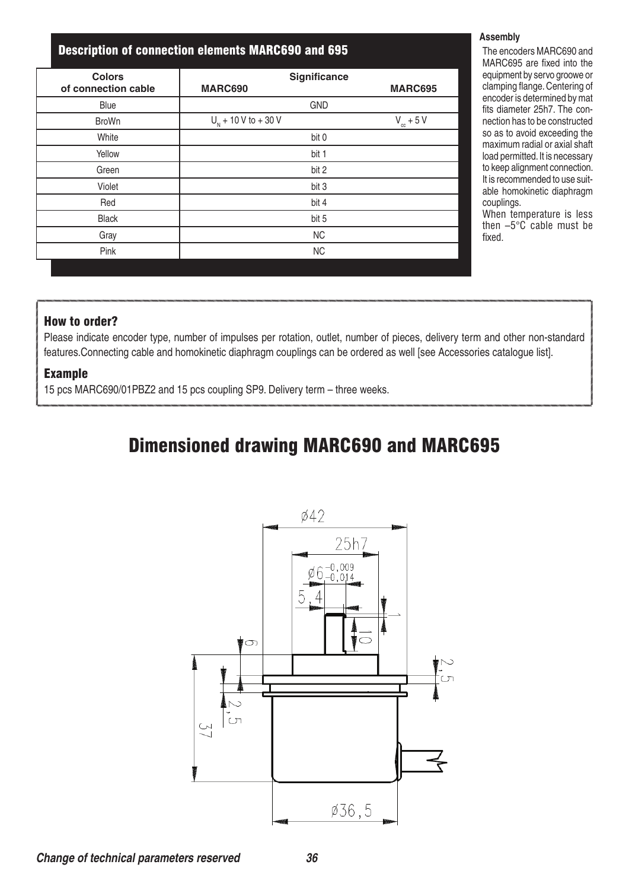## Description of connection elements MARC690 and 695

| Colors of connection cable | Significance MARC690 | MARC695 |
|---|---|---|
| Blue | GND | |
| BroWn | $U_N$ + 10 V to + 30 V | $V_{cc}$ + 5 V |
| White | bit 0 | |
| Yellow | bit 1 | |
| Green | bit 2 | |
| Violet | bit 3 | |
| Red | bit 4 | |
| Black | bit 5 | |
| Gray | NC | |
| Pink | NC | |

### Assembly

The encoders MARC690 and MARC695 are fixed into the equipment by servo groowe or clamping flange. Centering of encoder is determined by mat fits diameter 25h7. The connection has to be constructed so as to avoid exceeding the maximum radial or axial shaft load permitted. It is necessary to keep alignment connection. It is recommended to use suitable homokinetic diaphragm couplings.
When temperature is less then –5°C cable must be fixed.

### How to order?

Please indicate encoder type, number of impulses per rotation, outlet, number of pieces, delivery term and other non-standard features.Connecting cable and homokinetic diaphragm couplings can be ordered as well [see Accessories catalogue list].

### Example

15 pcs MARC690/01PBZ2 and 15 pcs coupling SP9. Delivery term – three weeks.

## Dimensioned drawing MARC690 and MARC695

ø42
25h7
$ø6^{-0,009}_{-0,014}$
5,4
1
10
6
2,5
2,5
37
ø36,5

*Change of technical parameters reserved*